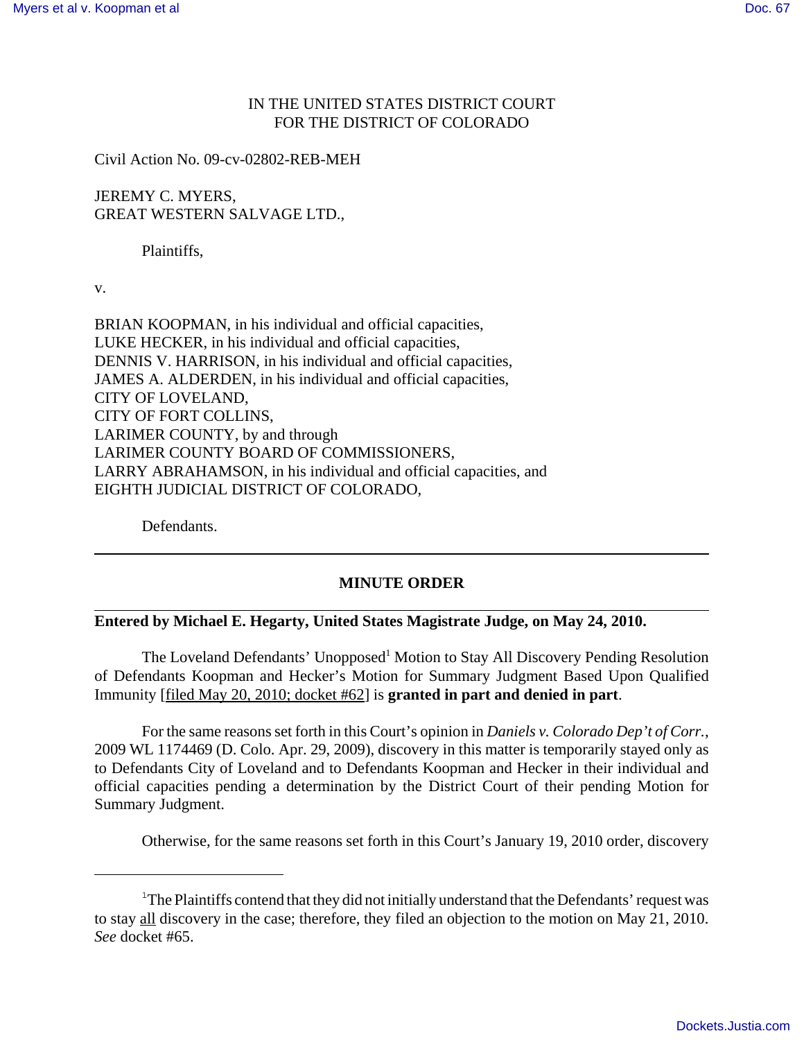IN THE UNITED STATES DISTRICT COURT
FOR THE DISTRICT OF COLORADO

Civil Action No. 09-cv-02802-REB-MEH

JEREMY C. MYERS,
GREAT WESTERN SALVAGE LTD.,

Plaintiffs,

v.

BRIAN KOOPMAN, in his individual and official capacities,
LUKE HECKER, in his individual and official capacities,
DENNIS V. HARRISON, in his individual and official capacities,
JAMES A. ALDERDEN, in his individual and official capacities,
CITY OF LOVELAND,
CITY OF FORT COLLINS,
LARIMER COUNTY, by and through
LARIMER COUNTY BOARD OF COMMISSIONERS,
LARRY ABRAHAMSON, in his individual and official capacities, and
EIGHTH JUDICIAL DISTRICT OF COLORADO,

Defendants.

---

## MINUTE ORDER

---

**Entered by Michael E. Hegarty, United States Magistrate Judge, on May 24, 2010.**

The Loveland Defendants' Unopposed[1] Motion to Stay All Discovery Pending Resolution of Defendants Koopman and Hecker's Motion for Summary Judgment Based Upon Qualified Immunity [filed May 20, 2010; docket #62] is **granted in part and denied in part**.

For the same reasons set forth in this Court's opinion in *Daniels v. Colorado Dep't of Corr.*, 2009 WL 1174469 (D. Colo. Apr. 29, 2009), discovery in this matter is temporarily stayed only as to Defendants City of Loveland and to Defendants Koopman and Hecker in their individual and official capacities pending a determination by the District Court of their pending Motion for Summary Judgment.

Otherwise, for the same reasons set forth in this Court's January 19, 2010 order, discovery

[1] The Plaintiffs contend that they did not initially understand that the Defendants' request was to stay all discovery in the case; therefore, they filed an objection to the motion on May 21, 2010. *See* docket #65.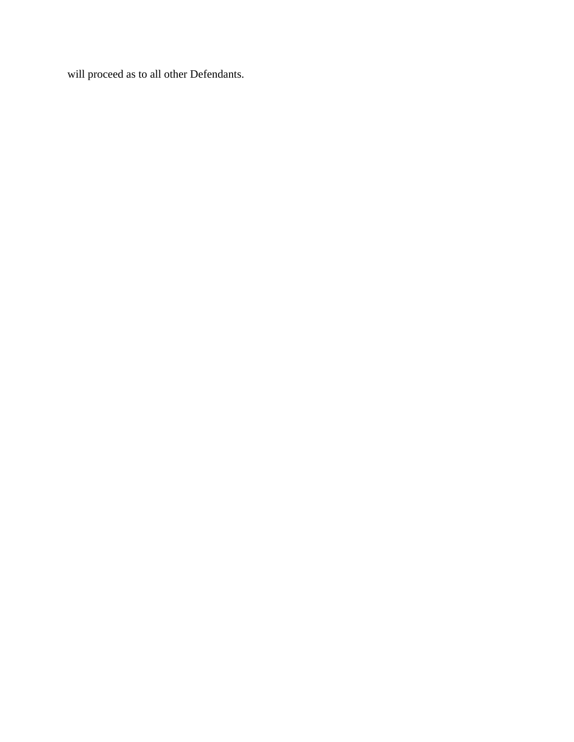will proceed as to all other Defendants.